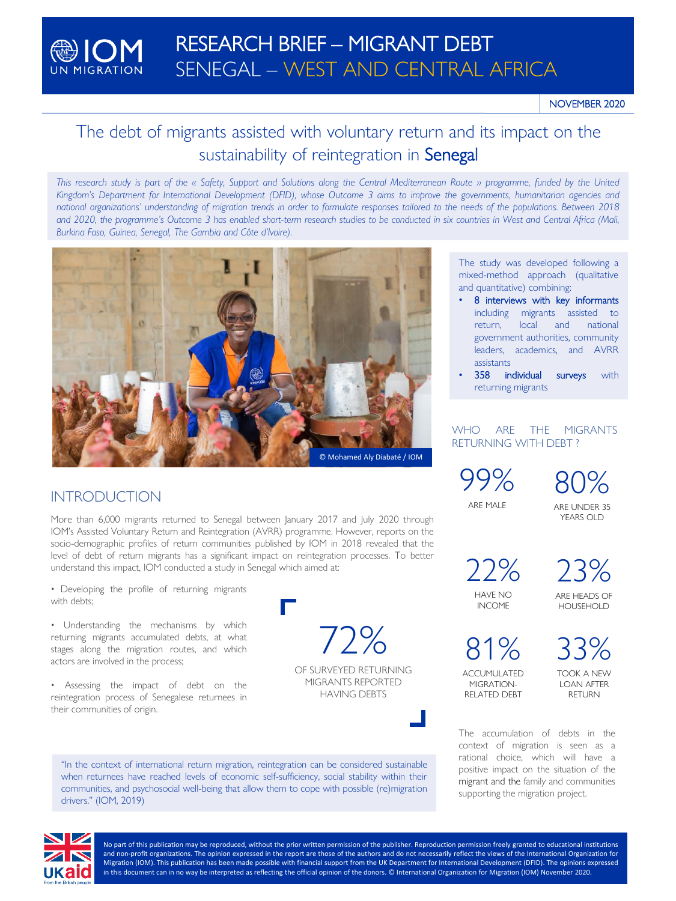# RESEARCH BRIEF – MIGRANT DEBT
## SENEGAL – WEST AND CENTRAL AFRICA

NOVEMBER 2020

# The debt of migrants assisted with voluntary return and its impact on the sustainability of reintegration in Senegal

*This research study is part of the « Safety, Support and Solutions along the Central Mediterranean Route » programme, funded by the United Kingdom's Department for International Development (DFID), whose Outcome 3 aims to improve the governments, humanitarian agencies and national organizations' understanding of migration trends in order to formulate responses tailored to the needs of the populations. Between 2018 and 2020, the programme's Outcome 3 has enabled short-term research studies to be conducted in six countries in West and Central Africa (Mali, Burkina Faso, Guinea, Senegal, The Gambia and Côte d'Ivoire).*

© Mohamed Aly Diabaté / IOM

## INTRODUCTION

More than 6,000 migrants returned to Senegal between January 2017 and July 2020 through IOM's Assisted Voluntary Return and Reintegration (AVRR) programme. However, reports on the socio-demographic profiles of return communities published by IOM in 2018 revealed that the level of debt of return migrants has a significant impact on reintegration processes. To better understand this impact, IOM conducted a study in Senegal which aimed at:

- Developing the profile of returning migrants with debts;
- Understanding the mechanisms by which returning migrants accumulated debts, at what stages along the migration routes, and which actors are involved in the process;
- Assessing the impact of debt on the reintegration process of Senegalese returnees in their communities of origin.

**72%** OF SURVEYED RETURNING MIGRANTS REPORTED HAVING DEBTS

"In the context of international return migration, reintegration can be considered sustainable when returnees have reached levels of economic self-sufficiency, social stability within their communities, and psychosocial well-being that allow them to cope with possible (re)migration drivers." (IOM, 2019)

The study was developed following a mixed-method approach (qualitative and quantitative) combining:

- 8 interviews with key informants including migrants assisted to return, local and national government authorities, community leaders, academics, and AVRR assistants
- 358 individual surveys with returning migrants

## WHO ARE THE MIGRANTS RETURNING WITH DEBT ?

- **99%** ARE MALE
- **80%** ARE UNDER 35 YEARS OLD
- **22%** HAVE NO INCOME
- **23%** ARE HEADS OF HOUSEHOLD
- **81%** ACCUMULATED MIGRATION-RELATED DEBT
- **33%** TOOK A NEW LOAN AFTER RETURN

The accumulation of debts in the context of migration is seen as a rational choice, which will have a positive impact on the situation of the migrant and the family and communities supporting the migration project.

No part of this publication may be reproduced, without the prior written permission of the publisher. Reproduction permission freely granted to educational institutions and non-profit organizations. The opinion expressed in the report are those of the authors and do not necessarily reflect the views of the International Organization for Migration (IOM). This publication has been made possible with financial support from the UK Department for International Development (DFID). The opinions expressed in this document can in no way be interpreted as reflecting the official opinion of the donors. © International Organization for Migration (IOM) November 2020.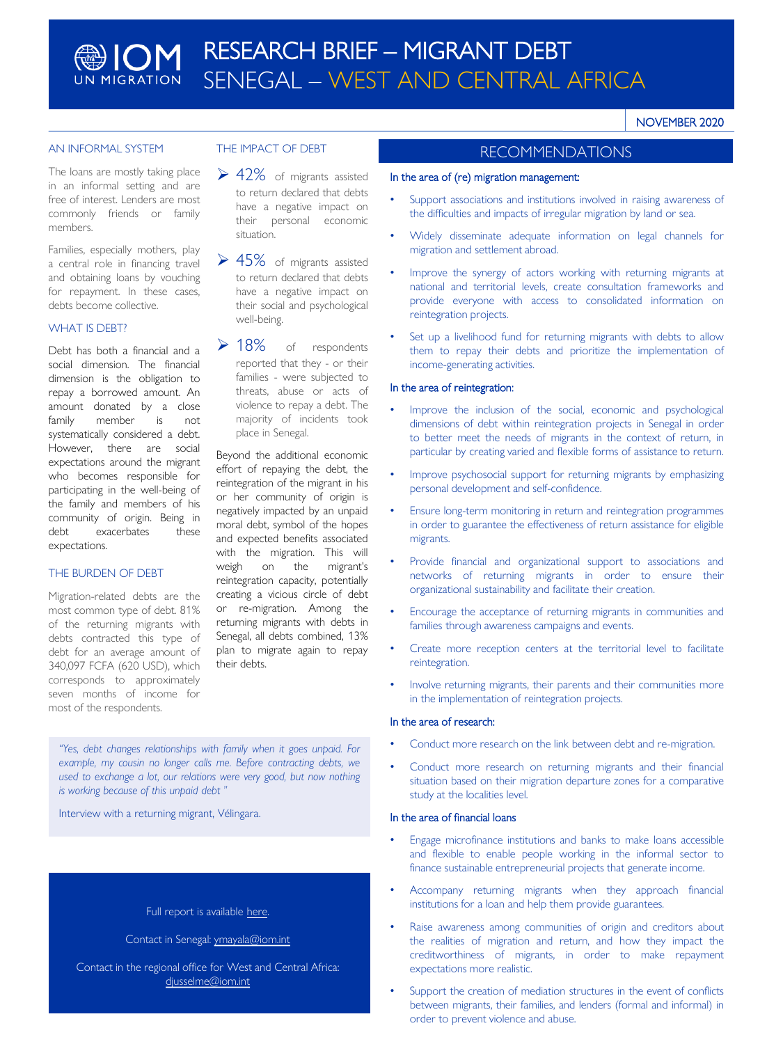# RESEARCH BRIEF – MIGRANT DEBT
# SENEGAL – WEST AND CENTRAL AFRICA

NOVEMBER 2020

## AN INFORMAL SYSTEM

The loans are mostly taking place in an informal setting and are free of interest. Lenders are most commonly friends or family members.

Families, especially mothers, play a central role in financing travel and obtaining loans by vouching for repayment. In these cases, debts become collective.

## WHAT IS DEBT?

Debt has both a financial and a social dimension. The financial dimension is the obligation to repay a borrowed amount. An amount donated by a close family member is not systematically considered a debt. However, there are social expectations around the migrant who becomes responsible for participating in the well-being of the family and members of his community of origin. Being in debt exacerbates these expectations.

## THE BURDEN OF DEBT

Migration-related debts are the most common type of debt. 81% of the returning migrants with debts contracted this type of debt for an average amount of 340,097 FCFA (620 USD), which corresponds to approximately seven months of income for most of the respondents.

## THE IMPACT OF DEBT

- 42% of migrants assisted to return declared that debts have a negative impact on their personal economic situation.
- 45% of migrants assisted to return declared that debts have a negative impact on their social and psychological well-being.
- 18% of respondents reported that they - or their families - were subjected to threats, abuse or acts of violence to repay a debt. The majority of incidents took place in Senegal.

Beyond the additional economic effort of repaying the debt, the reintegration of the migrant in his or her community of origin is negatively impacted by an unpaid moral debt, symbol of the hopes and expected benefits associated with the migration. This will weigh on the migrant's reintegration capacity, potentially creating a vicious circle of debt or re-migration. Among the returning migrants with debts in Senegal, all debts combined, 13% plan to migrate again to repay their debts.

*"Yes, debt changes relationships with family when it goes unpaid. For example, my cousin no longer calls me. Before contracting debts, we used to exchange a lot, our relations were very good, but now nothing is working because of this unpaid debt "*

Interview with a returning migrant, Vélingara.

Full report is available here.

Contact in Senegal: ymayala@iom.int

Contact in the regional office for West and Central Africa: djusselme@iom.int

## RECOMMENDATIONS

### In the area of (re) migration management:

- Support associations and institutions involved in raising awareness of the difficulties and impacts of irregular migration by land or sea.
- Widely disseminate adequate information on legal channels for migration and settlement abroad.
- Improve the synergy of actors working with returning migrants at national and territorial levels, create consultation frameworks and provide everyone with access to consolidated information on reintegration projects.
- Set up a livelihood fund for returning migrants with debts to allow them to repay their debts and prioritize the implementation of income-generating activities.

### In the area of reintegration:

- Improve the inclusion of the social, economic and psychological dimensions of debt within reintegration projects in Senegal in order to better meet the needs of migrants in the context of return, in particular by creating varied and flexible forms of assistance to return.
- Improve psychosocial support for returning migrants by emphasizing personal development and self-confidence.
- Ensure long-term monitoring in return and reintegration programmes in order to guarantee the effectiveness of return assistance for eligible migrants.
- Provide financial and organizational support to associations and networks of returning migrants in order to ensure their organizational sustainability and facilitate their creation.
- Encourage the acceptance of returning migrants in communities and families through awareness campaigns and events.
- Create more reception centers at the territorial level to facilitate reintegration.
- Involve returning migrants, their parents and their communities more in the implementation of reintegration projects.

### In the area of research:

- Conduct more research on the link between debt and re-migration.
- Conduct more research on returning migrants and their financial situation based on their migration departure zones for a comparative study at the localities level.

### In the area of financial loans

- Engage microfinance institutions and banks to make loans accessible and flexible to enable people working in the informal sector to finance sustainable entrepreneurial projects that generate income.
- Accompany returning migrants when they approach financial institutions for a loan and help them provide guarantees.
- Raise awareness among communities of origin and creditors about the realities of migration and return, and how they impact the creditworthiness of migrants, in order to make repayment expectations more realistic.
- Support the creation of mediation structures in the event of conflicts between migrants, their families, and lenders (formal and informal) in order to prevent violence and abuse.